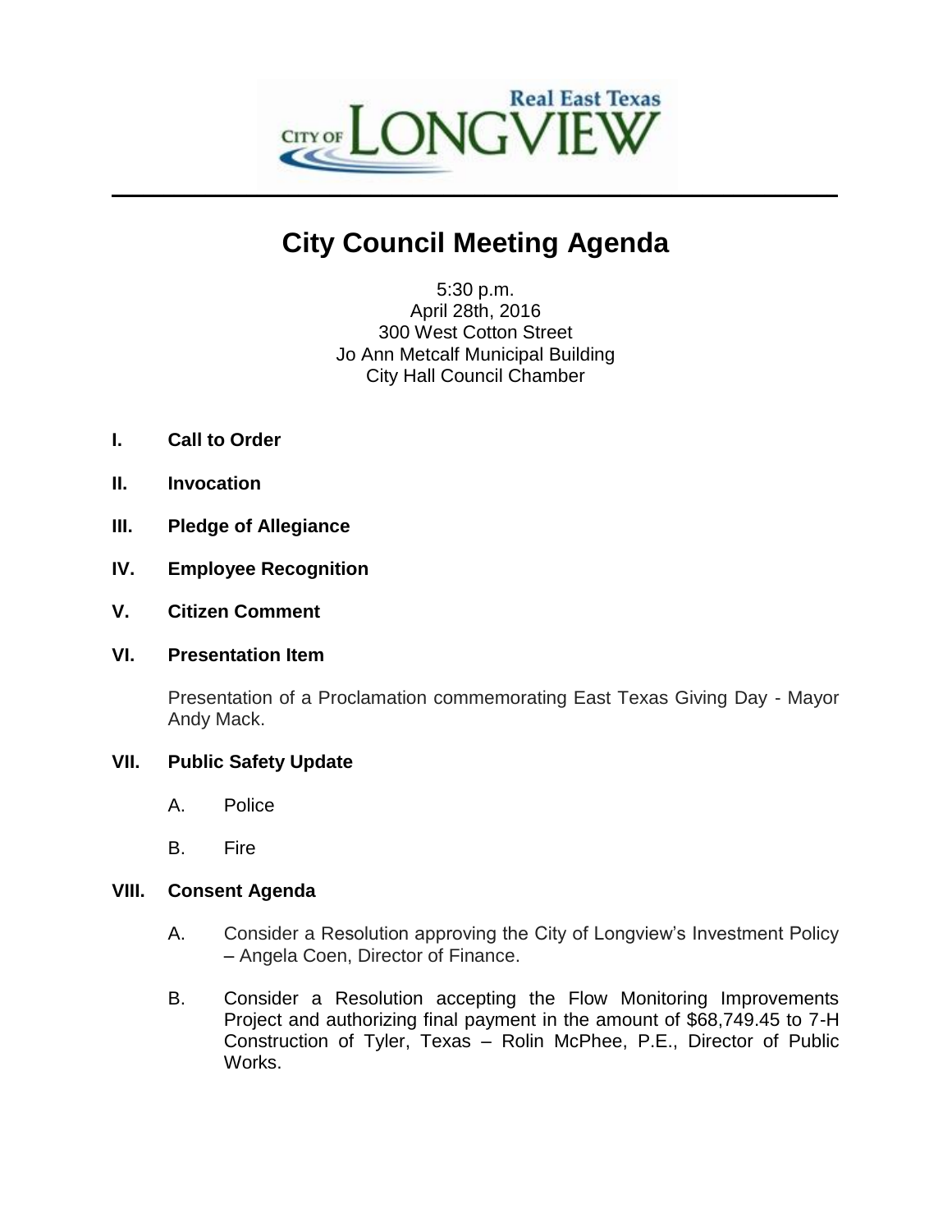# City Council Meeting Agenda

5:30 p.m.
April 28th, 2016
300 West Cotton Street
Jo Ann Metcalf Municipal Building
City Hall Council Chamber

**I. Call to Order**

**II. Invocation**

**III. Pledge of Allegiance**

**IV. Employee Recognition**

**V. Citizen Comment**

**VI. Presentation Item**

Presentation of a Proclamation commemorating East Texas Giving Day - Mayor Andy Mack.

**VII. Public Safety Update**

A. Police

B. Fire

**VIII. Consent Agenda**

A. Consider a Resolution approving the City of Longview's Investment Policy – Angela Coen, Director of Finance.

B. Consider a Resolution accepting the Flow Monitoring Improvements Project and authorizing final payment in the amount of $68,749.45 to 7-H Construction of Tyler, Texas – Rolin McPhee, P.E., Director of Public Works.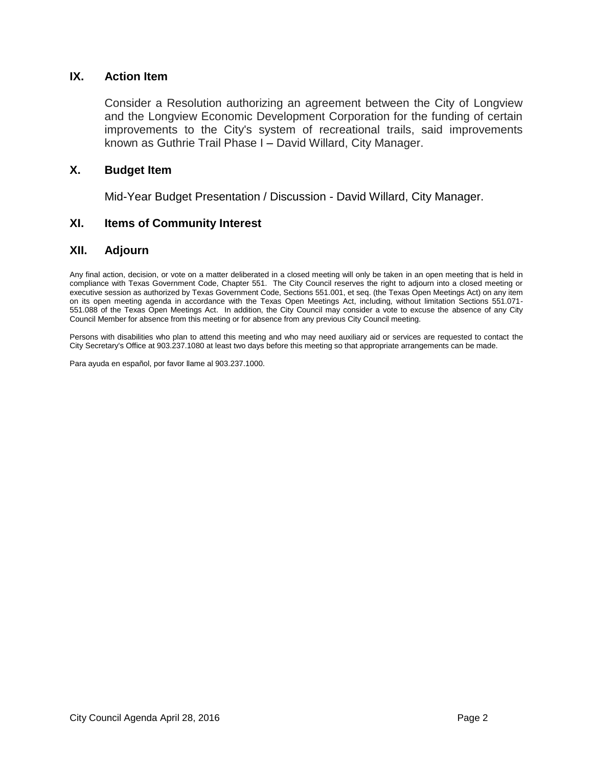## IX. Action Item

Consider a Resolution authorizing an agreement between the City of Longview and the Longview Economic Development Corporation for the funding of certain improvements to the City's system of recreational trails, said improvements known as Guthrie Trail Phase I – David Willard, City Manager.

## X. Budget Item

Mid-Year Budget Presentation / Discussion - David Willard, City Manager.

## XI. Items of Community Interest

## XII. Adjourn

Any final action, decision, or vote on a matter deliberated in a closed meeting will only be taken in an open meeting that is held in compliance with Texas Government Code, Chapter 551. The City Council reserves the right to adjourn into a closed meeting or executive session as authorized by Texas Government Code, Sections 551.001, et seq. (the Texas Open Meetings Act) on any item on its open meeting agenda in accordance with the Texas Open Meetings Act, including, without limitation Sections 551.071-551.088 of the Texas Open Meetings Act. In addition, the City Council may consider a vote to excuse the absence of any City Council Member for absence from this meeting or for absence from any previous City Council meeting.

Persons with disabilities who plan to attend this meeting and who may need auxiliary aid or services are requested to contact the City Secretary's Office at 903.237.1080 at least two days before this meeting so that appropriate arrangements can be made.

Para ayuda en español, por favor llame al 903.237.1000.